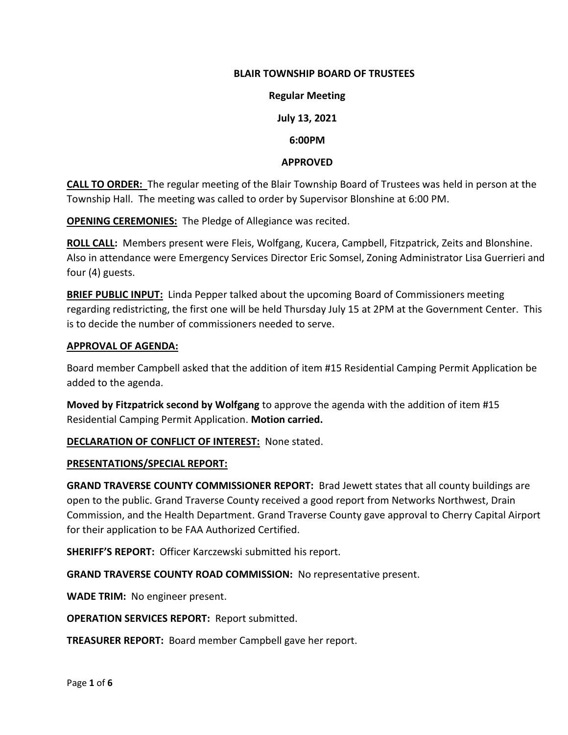**BLAIR TOWNSHIP BOARD OF TRUSTEES**

**Regular Meeting**

**July 13, 2021**

**6:00PM**

**APPROVED**

**CALL TO ORDER:** The regular meeting of the Blair Township Board of Trustees was held in person at the Township Hall. The meeting was called to order by Supervisor Blonshine at 6:00 PM.

**OPENING CEREMONIES:** The Pledge of Allegiance was recited.

**ROLL CALL:** Members present were Fleis, Wolfgang, Kucera, Campbell, Fitzpatrick, Zeits and Blonshine. Also in attendance were Emergency Services Director Eric Somsel, Zoning Administrator Lisa Guerrieri and four (4) guests.

**BRIEF PUBLIC INPUT:** Linda Pepper talked about the upcoming Board of Commissioners meeting regarding redistricting, the first one will be held Thursday July 15 at 2PM at the Government Center. This is to decide the number of commissioners needed to serve.

**APPROVAL OF AGENDA:**

Board member Campbell asked that the addition of item #15 Residential Camping Permit Application be added to the agenda.

**Moved by Fitzpatrick second by Wolfgang** to approve the agenda with the addition of item #15 Residential Camping Permit Application. **Motion carried.**

**DECLARATION OF CONFLICT OF INTEREST:** None stated.

**PRESENTATIONS/SPECIAL REPORT:**

**GRAND TRAVERSE COUNTY COMMISSIONER REPORT:** Brad Jewett states that all county buildings are open to the public. Grand Traverse County received a good report from Networks Northwest, Drain Commission, and the Health Department. Grand Traverse County gave approval to Cherry Capital Airport for their application to be FAA Authorized Certified.

**SHERIFF'S REPORT:** Officer Karczewski submitted his report.

**GRAND TRAVERSE COUNTY ROAD COMMISSION:** No representative present.

**WADE TRIM:** No engineer present.

**OPERATION SERVICES REPORT:** Report submitted.

**TREASURER REPORT:** Board member Campbell gave her report.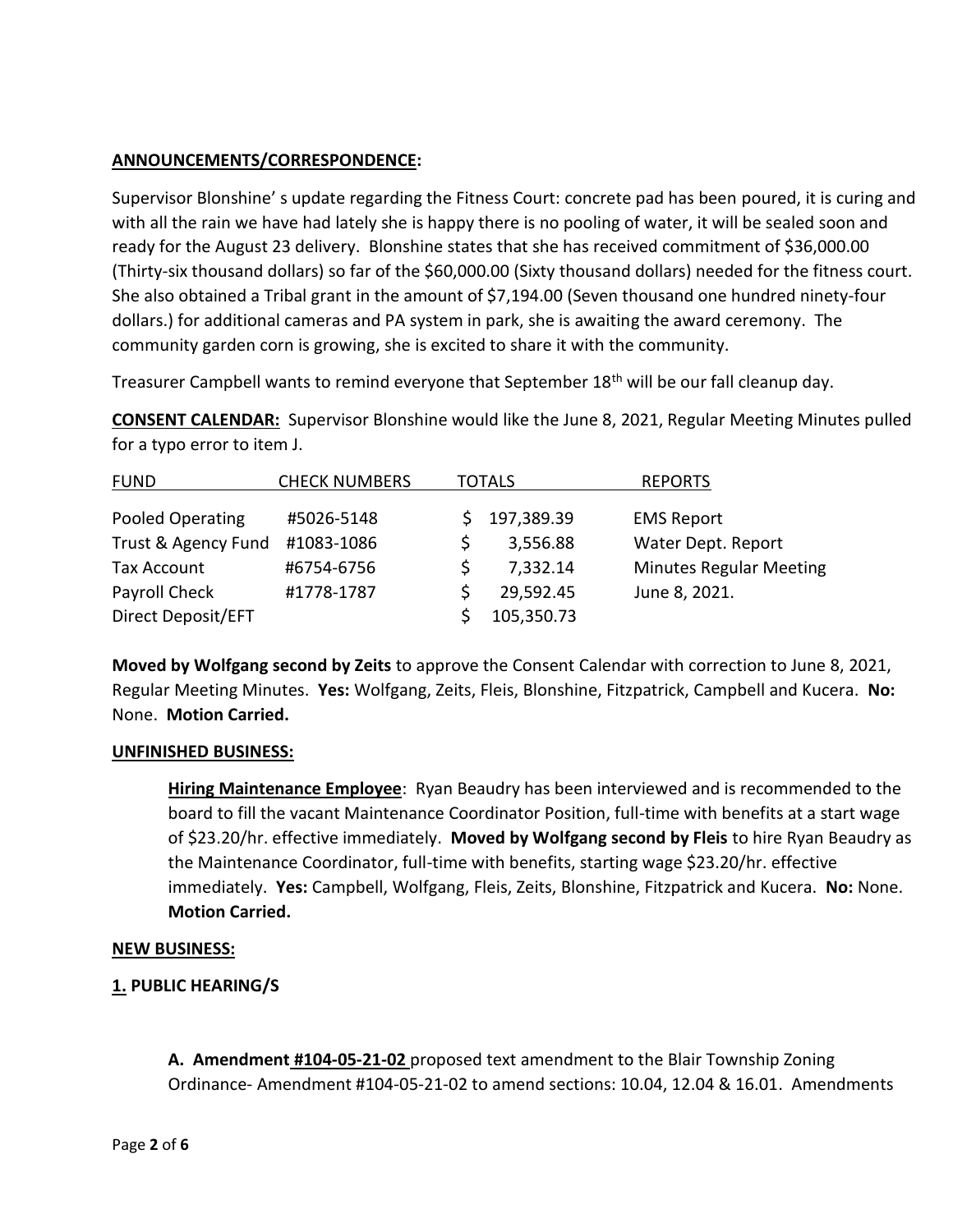**ANNOUNCEMENTS/CORRESPONDENCE:**

Supervisor Blonshine' s update regarding the Fitness Court: concrete pad has been poured, it is curing and with all the rain we have had lately she is happy there is no pooling of water, it will be sealed soon and ready for the August 23 delivery. Blonshine states that she has received commitment of $36,000.00 (Thirty-six thousand dollars) so far of the $60,000.00 (Sixty thousand dollars) needed for the fitness court. She also obtained a Tribal grant in the amount of $7,194.00 (Seven thousand one hundred ninety-four dollars.) for additional cameras and PA system in park, she is awaiting the award ceremony. The community garden corn is growing, she is excited to share it with the community.

Treasurer Campbell wants to remind everyone that September 18th will be our fall cleanup day.

**CONSENT CALENDAR:** Supervisor Blonshine would like the June 8, 2021, Regular Meeting Minutes pulled for a typo error to item J.

| FUND | CHECK NUMBERS | TOTALS | REPORTS |
|---|---|---|---|
| Pooled Operating | #5026-5148 | $ 197,389.39 | EMS Report |
| Trust & Agency Fund | #1083-1086 | $ 3,556.88 | Water Dept. Report |
| Tax Account | #6754-6756 | $ 7,332.14 | Minutes Regular Meeting |
| Payroll Check | #1778-1787 | $ 29,592.45 | June 8, 2021. |
| Direct Deposit/EFT | | $ 105,350.73 | |

**Moved by Wolfgang second by Zeits** to approve the Consent Calendar with correction to June 8, 2021, Regular Meeting Minutes. **Yes:** Wolfgang, Zeits, Fleis, Blonshine, Fitzpatrick, Campbell and Kucera. **No:** None. **Motion Carried.**

**UNFINISHED BUSINESS:**

**Hiring Maintenance Employee**: Ryan Beaudry has been interviewed and is recommended to the board to fill the vacant Maintenance Coordinator Position, full-time with benefits at a start wage of $23.20/hr. effective immediately. **Moved by Wolfgang second by Fleis** to hire Ryan Beaudry as the Maintenance Coordinator, full-time with benefits, starting wage $23.20/hr. effective immediately. **Yes:** Campbell, Wolfgang, Fleis, Zeits, Blonshine, Fitzpatrick and Kucera. **No:** None. **Motion Carried.**

**NEW BUSINESS:**

**1. PUBLIC HEARING/S**

**A. Amendment #104-05-21-02** proposed text amendment to the Blair Township Zoning Ordinance- Amendment #104-05-21-02 to amend sections: 10.04, 12.04 & 16.01. Amendments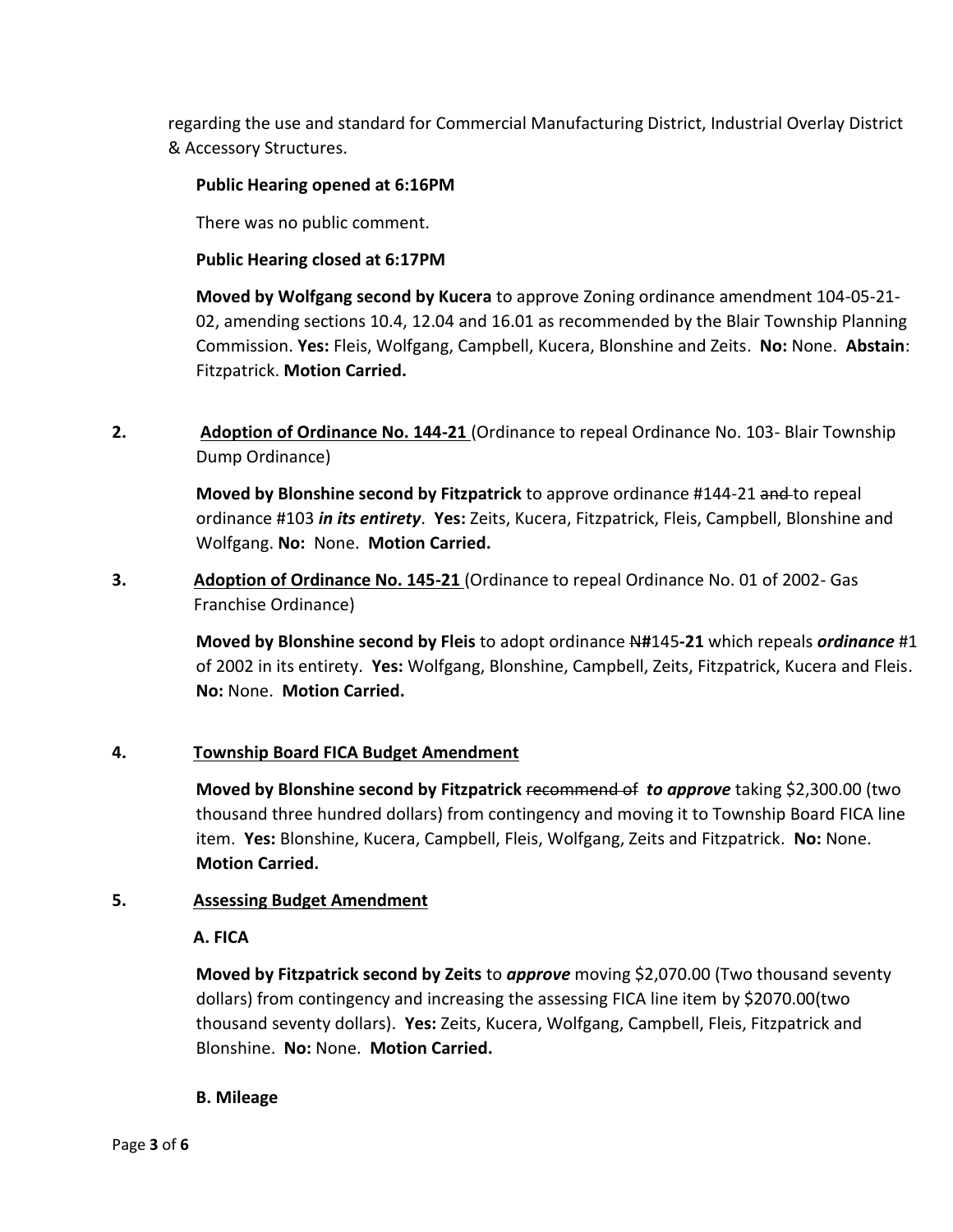regarding the use and standard for Commercial Manufacturing District, Industrial Overlay District & Accessory Structures.

**Public Hearing opened at 6:16PM**

There was no public comment.

**Public Hearing closed at 6:17PM**

**Moved by Wolfgang second by Kucera** to approve Zoning ordinance amendment 104-05-21-02, amending sections 10.4, 12.04 and 16.01 as recommended by the Blair Township Planning Commission. **Yes:** Fleis, Wolfgang, Campbell, Kucera, Blonshine and Zeits. **No:** None. **Abstain**: Fitzpatrick. **Motion Carried.**

**2.** **Adoption of Ordinance No. 144-21** (Ordinance to repeal Ordinance No. 103- Blair Township Dump Ordinance)

**Moved by Blonshine second by Fitzpatrick** to approve ordinance #144-21 ~~and~~ to repeal ordinance #103 ***in its entirety***. **Yes:** Zeits, Kucera, Fitzpatrick, Fleis, Campbell, Blonshine and Wolfgang. **No:** None. **Motion Carried.**

**3.** **Adoption of Ordinance No. 145-21** (Ordinance to repeal Ordinance No. 01 of 2002- Gas Franchise Ordinance)

**Moved by Blonshine second by Fleis** to adopt ordinance ~~N~~**#**145**-21** which repeals ***ordinance*** #1 of 2002 in its entirety. **Yes:** Wolfgang, Blonshine, Campbell, Zeits, Fitzpatrick, Kucera and Fleis. **No:** None. **Motion Carried.**

**4.** **Township Board FICA Budget Amendment**

**Moved by Blonshine second by Fitzpatrick** ~~recommend of~~ ***to approve*** taking $2,300.00 (two thousand three hundred dollars) from contingency and moving it to Township Board FICA line item. **Yes:** Blonshine, Kucera, Campbell, Fleis, Wolfgang, Zeits and Fitzpatrick. **No:** None. **Motion Carried.**

**5.** **Assessing Budget Amendment**

**A. FICA**

**Moved by Fitzpatrick second by Zeits** to ***approve*** moving $2,070.00 (Two thousand seventy dollars) from contingency and increasing the assessing FICA line item by $2070.00(two thousand seventy dollars). **Yes:** Zeits, Kucera, Wolfgang, Campbell, Fleis, Fitzpatrick and Blonshine. **No:** None. **Motion Carried.**

**B. Mileage**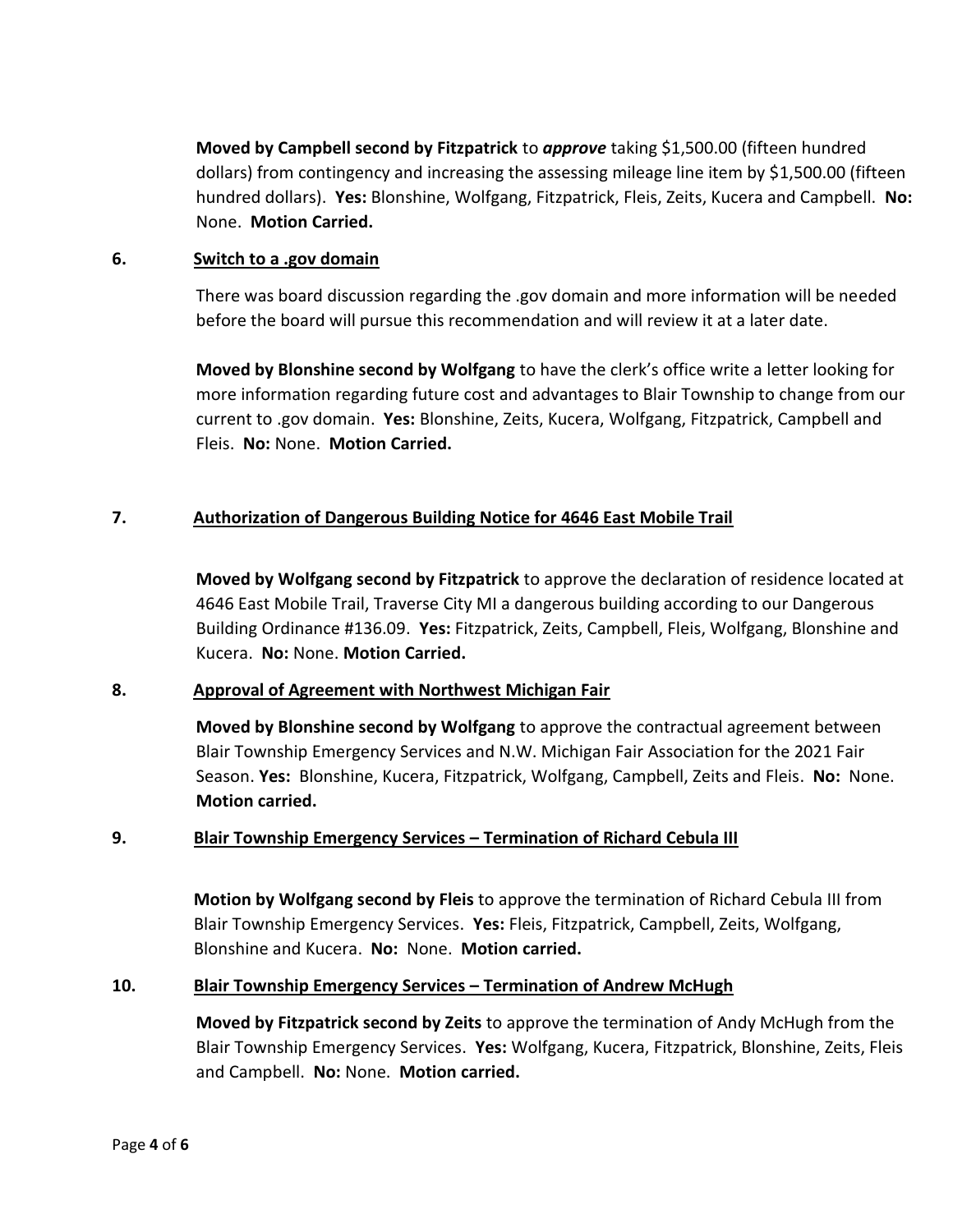**Moved by Campbell second by Fitzpatrick** to ***approve*** taking $1,500.00 (fifteen hundred dollars) from contingency and increasing the assessing mileage line item by $1,500.00 (fifteen hundred dollars). **Yes:** Blonshine, Wolfgang, Fitzpatrick, Fleis, Zeits, Kucera and Campbell. **No:** None. **Motion Carried.**

**6. Switch to a .gov domain**

There was board discussion regarding the .gov domain and more information will be needed before the board will pursue this recommendation and will review it at a later date.

**Moved by Blonshine second by Wolfgang** to have the clerk's office write a letter looking for more information regarding future cost and advantages to Blair Township to change from our current to .gov domain. **Yes:** Blonshine, Zeits, Kucera, Wolfgang, Fitzpatrick, Campbell and Fleis. **No:** None. **Motion Carried.**

**7. Authorization of Dangerous Building Notice for 4646 East Mobile Trail**

**Moved by Wolfgang second by Fitzpatrick** to approve the declaration of residence located at 4646 East Mobile Trail, Traverse City MI a dangerous building according to our Dangerous Building Ordinance #136.09. **Yes:** Fitzpatrick, Zeits, Campbell, Fleis, Wolfgang, Blonshine and Kucera. **No:** None. **Motion Carried.**

**8. Approval of Agreement with Northwest Michigan Fair**

**Moved by Blonshine second by Wolfgang** to approve the contractual agreement between Blair Township Emergency Services and N.W. Michigan Fair Association for the 2021 Fair Season. **Yes:** Blonshine, Kucera, Fitzpatrick, Wolfgang, Campbell, Zeits and Fleis. **No:** None. **Motion carried.**

**9. Blair Township Emergency Services – Termination of Richard Cebula III**

**Motion by Wolfgang second by Fleis** to approve the termination of Richard Cebula III from Blair Township Emergency Services. **Yes:** Fleis, Fitzpatrick, Campbell, Zeits, Wolfgang, Blonshine and Kucera. **No:** None. **Motion carried.**

**10. Blair Township Emergency Services – Termination of Andrew McHugh**

**Moved by Fitzpatrick second by Zeits** to approve the termination of Andy McHugh from the Blair Township Emergency Services. **Yes:** Wolfgang, Kucera, Fitzpatrick, Blonshine, Zeits, Fleis and Campbell. **No:** None. **Motion carried.**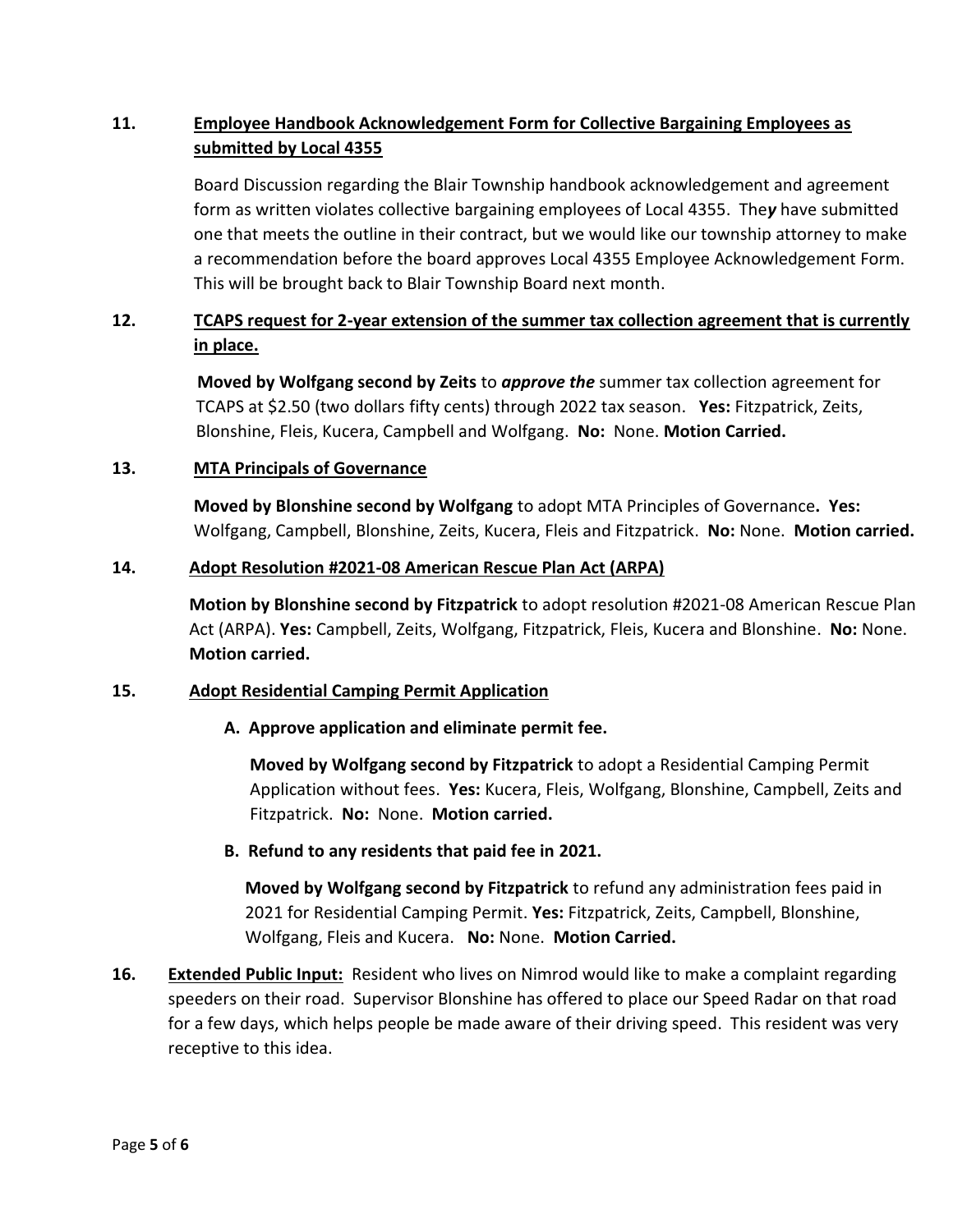**11. <u>Employee Handbook Acknowledgement Form for Collective Bargaining Employees as submitted by Local 4355</u>**

Board Discussion regarding the Blair Township handbook acknowledgement and agreement form as written violates collective bargaining employees of Local 4355. The***y*** have submitted one that meets the outline in their contract, but we would like our township attorney to make a recommendation before the board approves Local 4355 Employee Acknowledgement Form. This will be brought back to Blair Township Board next month.

**12. <u>TCAPS request for 2-year extension of the summer tax collection agreement that is currently in place.</u>**

**Moved by Wolfgang second by Zeits** to ***approve the*** summer tax collection agreement for TCAPS at $2.50 (two dollars fifty cents) through 2022 tax season. **Yes:** Fitzpatrick, Zeits, Blonshine, Fleis, Kucera, Campbell and Wolfgang. **No:** None. **Motion Carried.**

**13. <u>MTA Principals of Governance</u>**

**Moved by Blonshine second by Wolfgang** to adopt MTA Principles of Governance**. Yes:** Wolfgang, Campbell, Blonshine, Zeits, Kucera, Fleis and Fitzpatrick. **No:** None. **Motion carried.**

**14. <u>Adopt Resolution #2021-08 American Rescue Plan Act (ARPA)</u>**

**Motion by Blonshine second by Fitzpatrick** to adopt resolution #2021-08 American Rescue Plan Act (ARPA). **Yes:** Campbell, Zeits, Wolfgang, Fitzpatrick, Fleis, Kucera and Blonshine. **No:** None. **Motion carried.**

**15. <u>Adopt Residential Camping Permit Application</u>**

**A. Approve application and eliminate permit fee.**

**Moved by Wolfgang second by Fitzpatrick** to adopt a Residential Camping Permit Application without fees. **Yes:** Kucera, Fleis, Wolfgang, Blonshine, Campbell, Zeits and Fitzpatrick. **No:** None. **Motion carried.**

**B. Refund to any residents that paid fee in 2021.**

**Moved by Wolfgang second by Fitzpatrick** to refund any administration fees paid in 2021 for Residential Camping Permit. **Yes:** Fitzpatrick, Zeits, Campbell, Blonshine, Wolfgang, Fleis and Kucera. **No:** None. **Motion Carried.**

**16. <u>Extended Public Input:</u>** Resident who lives on Nimrod would like to make a complaint regarding speeders on their road. Supervisor Blonshine has offered to place our Speed Radar on that road for a few days, which helps people be made aware of their driving speed. This resident was very receptive to this idea.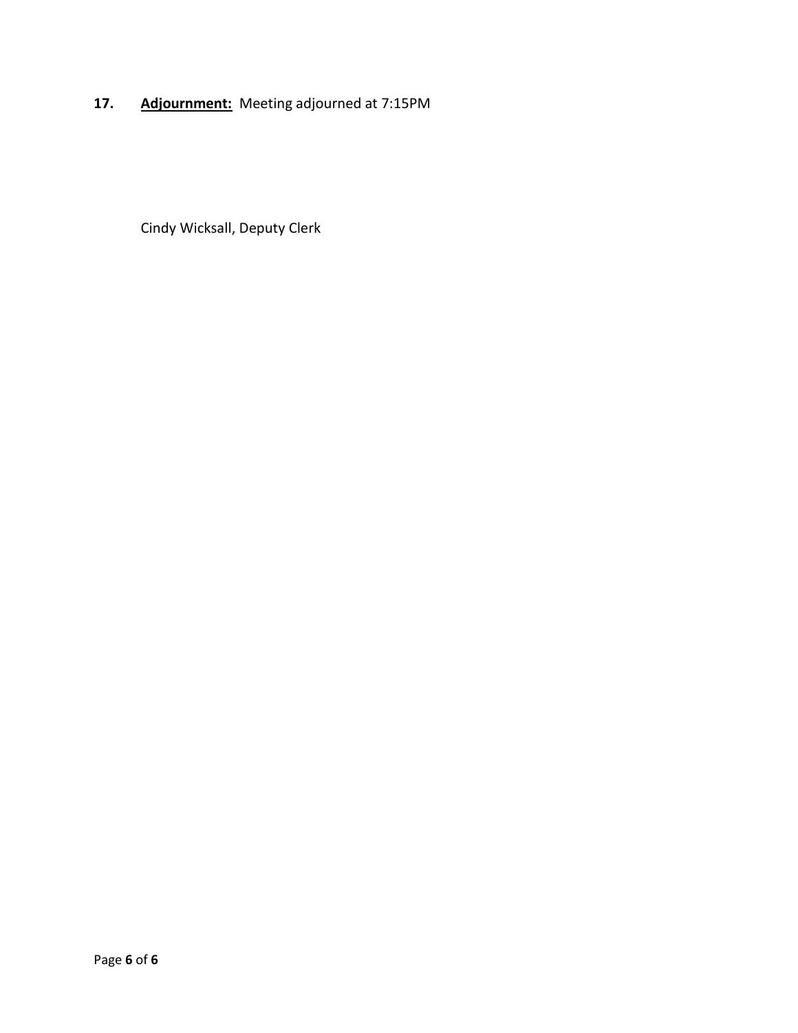**17. <u>Adjournment:</u>** Meeting adjourned at 7:15PM

Cindy Wicksall, Deputy Clerk